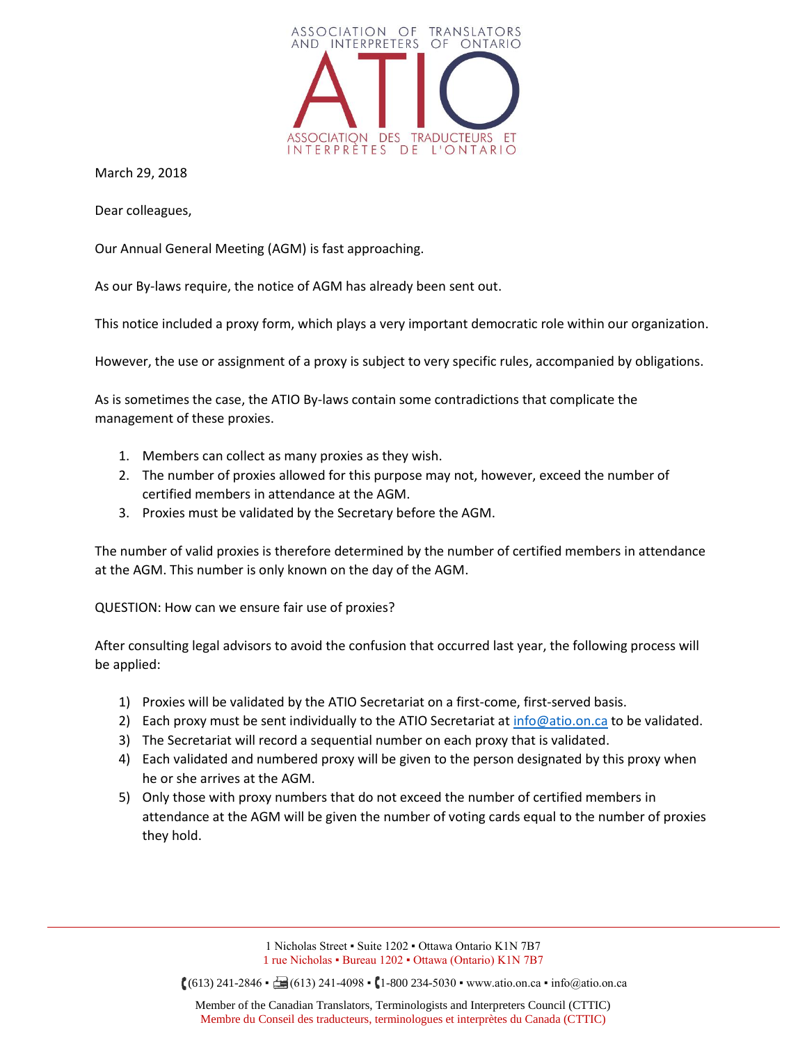ASSOCIATION OF TRANSLATORS AND INTERPRETERS OF ONTARIO

ATIO

ASSOCIATION DES TRADUCTEURS ET INTERPRÈTES DE L'ONTARIO

March 29, 2018

Dear colleagues,

Our Annual General Meeting (AGM) is fast approaching.

As our By-laws require, the notice of AGM has already been sent out.

This notice included a proxy form, which plays a very important democratic role within our organization.

However, the use or assignment of a proxy is subject to very specific rules, accompanied by obligations.

As is sometimes the case, the ATIO By-laws contain some contradictions that complicate the management of these proxies.

1. Members can collect as many proxies as they wish.
2. The number of proxies allowed for this purpose may not, however, exceed the number of certified members in attendance at the AGM.
3. Proxies must be validated by the Secretary before the AGM.

The number of valid proxies is therefore determined by the number of certified members in attendance at the AGM. This number is only known on the day of the AGM.

QUESTION: How can we ensure fair use of proxies?

After consulting legal advisors to avoid the confusion that occurred last year, the following process will be applied:

1) Proxies will be validated by the ATIO Secretariat on a first-come, first-served basis.
2) Each proxy must be sent individually to the ATIO Secretariat at info@atio.on.ca to be validated.
3) The Secretariat will record a sequential number on each proxy that is validated.
4) Each validated and numbered proxy will be given to the person designated by this proxy when he or she arrives at the AGM.
5) Only those with proxy numbers that do not exceed the number of certified members in attendance at the AGM will be given the number of voting cards equal to the number of proxies they hold.

1 Nicholas Street ▪ Suite 1202 ▪ Ottawa Ontario K1N 7B7
1 rue Nicholas ▪ Bureau 1202 ▪ Ottawa (Ontario) K1N 7B7

(613) 241-2846 ▪ (613) 241-4098 ▪ 1-800 234-5030 ▪ www.atio.on.ca ▪ info@atio.on.ca

Member of the Canadian Translators, Terminologists and Interpreters Council (CTTIC)
Membre du Conseil des traducteurs, terminologues et interprètes du Canada (CTTIC)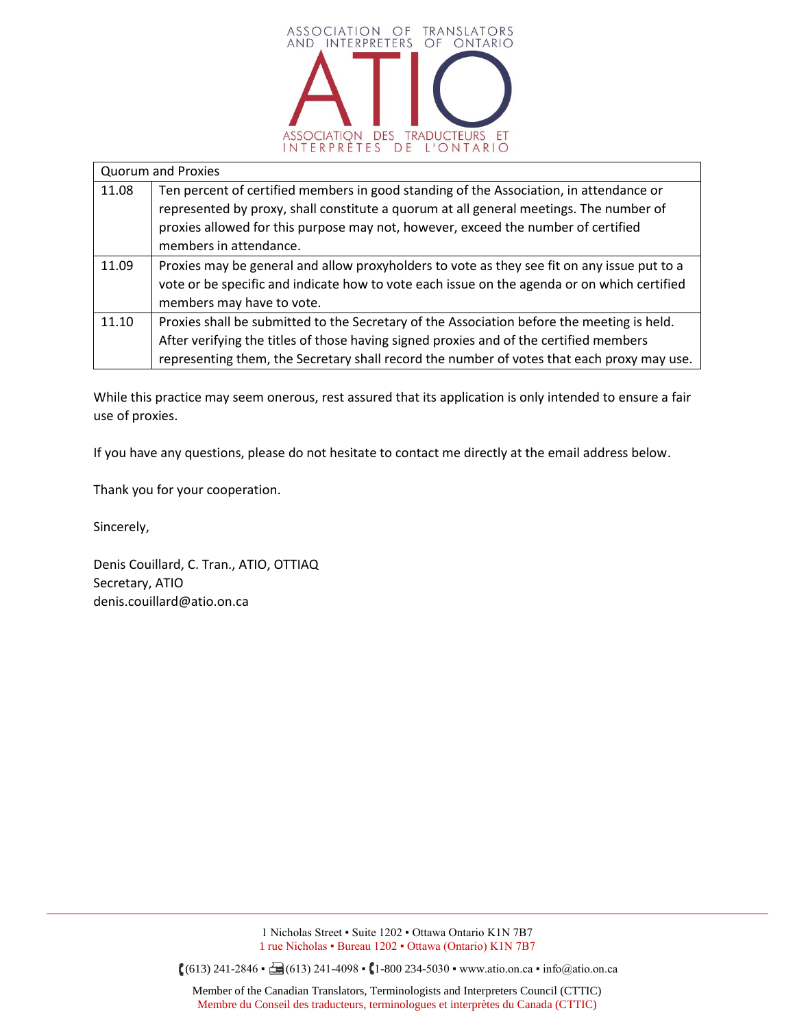| Quorum and Proxies | |
|---|---|
| 11.08 | Ten percent of certified members in good standing of the Association, in attendance or represented by proxy, shall constitute a quorum at all general meetings. The number of proxies allowed for this purpose may not, however, exceed the number of certified members in attendance. |
| 11.09 | Proxies may be general and allow proxyholders to vote as they see fit on any issue put to a vote or be specific and indicate how to vote each issue on the agenda or on which certified members may have to vote. |
| 11.10 | Proxies shall be submitted to the Secretary of the Association before the meeting is held. After verifying the titles of those having signed proxies and of the certified members representing them, the Secretary shall record the number of votes that each proxy may use. |

While this practice may seem onerous, rest assured that its application is only intended to ensure a fair use of proxies.

If you have any questions, please do not hesitate to contact me directly at the email address below.

Thank you for your cooperation.

Sincerely,

Denis Couillard, C. Tran., ATIO, OTTIAQ
Secretary, ATIO
denis.couillard@atio.on.ca